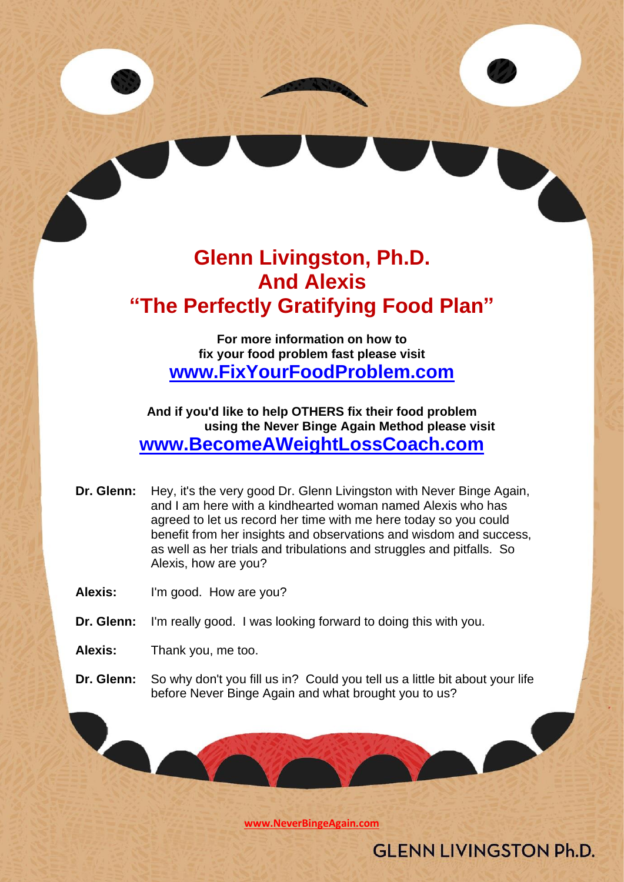# Glenn Livingston, Ph.D.
# And Alexis
# "The Perfectly Gratifying Food Plan"

**For more information on how to fix your food problem fast please visit**
**[www.FixYourFoodProblem.com](http://www.FixYourFoodProblem.com)**

**And if you'd like to help OTHERS fix their food problem using the Never Binge Again Method please visit**
**[www.BecomeAWeightLossCoach.com](http://www.BecomeAWeightLossCoach.com)**

**Dr. Glenn:** Hey, it's the very good Dr. Glenn Livingston with Never Binge Again, and I am here with a kindhearted woman named Alexis who has agreed to let us record her time with me here today so you could benefit from her insights and observations and wisdom and success, as well as her trials and tribulations and struggles and pitfalls. So Alexis, how are you?

**Alexis:** I'm good. How are you?

**Dr. Glenn:** I'm really good. I was looking forward to doing this with you.

**Alexis:** Thank you, me too.

**Dr. Glenn:** So why don't you fill us in? Could you tell us a little bit about your life before Never Binge Again and what brought you to us?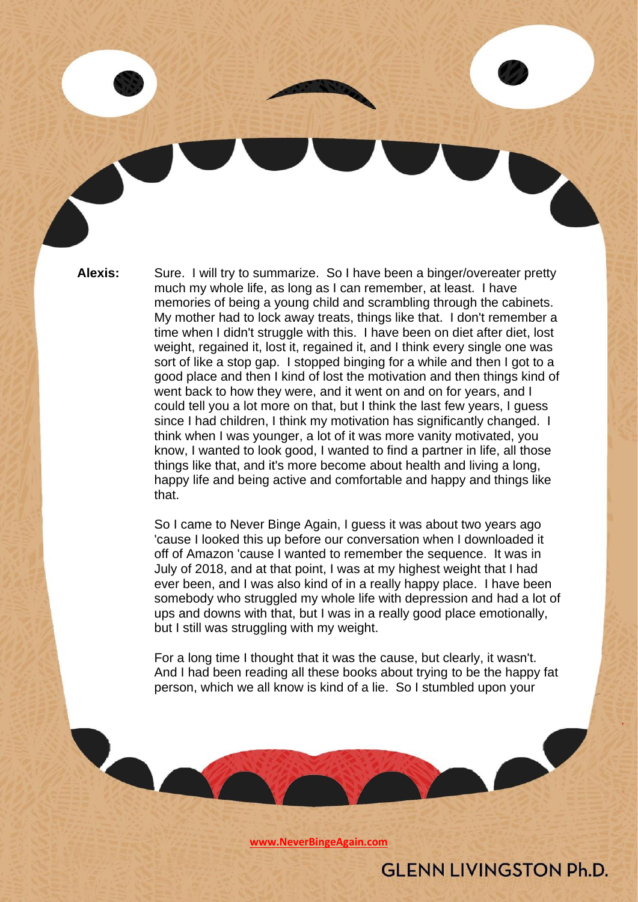**Alexis:** Sure. I will try to summarize. So I have been a binger/overeater pretty much my whole life, as long as I can remember, at least. I have memories of being a young child and scrambling through the cabinets. My mother had to lock away treats, things like that. I don't remember a time when I didn't struggle with this. I have been on diet after diet, lost weight, regained it, lost it, regained it, and I think every single one was sort of like a stop gap. I stopped binging for a while and then I got to a good place and then I kind of lost the motivation and then things kind of went back to how they were, and it went on and on for years, and I could tell you a lot more on that, but I think the last few years, I guess since I had children, I think my motivation has significantly changed. I think when I was younger, a lot of it was more vanity motivated, you know, I wanted to look good, I wanted to find a partner in life, all those things like that, and it's more become about health and living a long, happy life and being active and comfortable and happy and things like that.

So I came to Never Binge Again, I guess it was about two years ago 'cause I looked this up before our conversation when I downloaded it off of Amazon 'cause I wanted to remember the sequence. It was in July of 2018, and at that point, I was at my highest weight that I had ever been, and I was also kind of in a really happy place. I have been somebody who struggled my whole life with depression and had a lot of ups and downs with that, but I was in a really good place emotionally, but I still was struggling with my weight.

For a long time I thought that it was the cause, but clearly, it wasn't. And I had been reading all these books about trying to be the happy fat person, which we all know is kind of a lie. So I stumbled upon your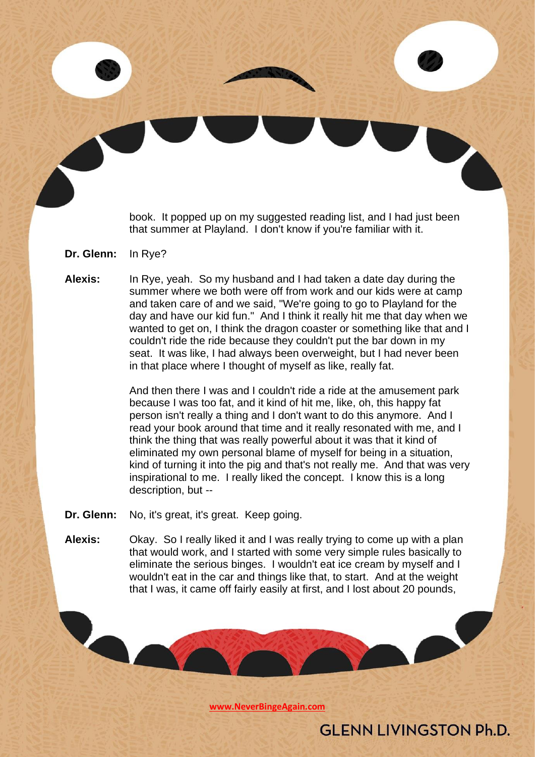book. It popped up on my suggested reading list, and I had just been that summer at Playland. I don't know if you're familiar with it.

**Dr. Glenn:** In Rye?

**Alexis:** In Rye, yeah. So my husband and I had taken a date day during the summer where we both were off from work and our kids were at camp and taken care of and we said, "We're going to go to Playland for the day and have our kid fun." And I think it really hit me that day when we wanted to get on, I think the dragon coaster or something like that and I couldn't ride the ride because they couldn't put the bar down in my seat. It was like, I had always been overweight, but I had never been in that place where I thought of myself as like, really fat.

And then there I was and I couldn't ride a ride at the amusement park because I was too fat, and it kind of hit me, like, oh, this happy fat person isn't really a thing and I don't want to do this anymore. And I read your book around that time and it really resonated with me, and I think the thing that was really powerful about it was that it kind of eliminated my own personal blame of myself for being in a situation, kind of turning it into the pig and that's not really me. And that was very inspirational to me. I really liked the concept. I know this is a long description, but --

**Dr. Glenn:** No, it's great, it's great. Keep going.

**Alexis:** Okay. So I really liked it and I was really trying to come up with a plan that would work, and I started with some very simple rules basically to eliminate the serious binges. I wouldn't eat ice cream by myself and I wouldn't eat in the car and things like that, to start. And at the weight that I was, it came off fairly easily at first, and I lost about 20 pounds,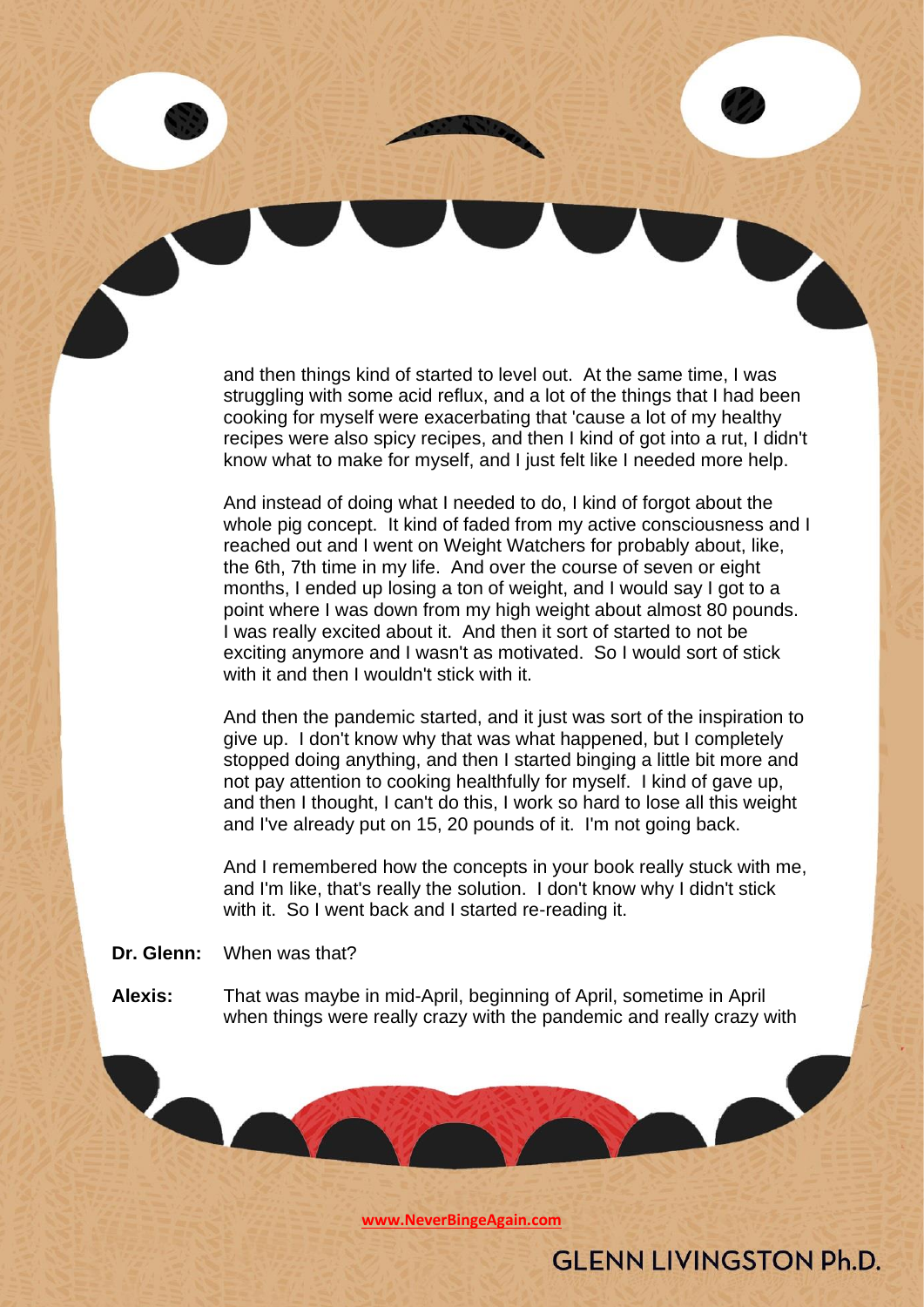and then things kind of started to level out. At the same time, I was struggling with some acid reflux, and a lot of the things that I had been cooking for myself were exacerbating that 'cause a lot of my healthy recipes were also spicy recipes, and then I kind of got into a rut, I didn't know what to make for myself, and I just felt like I needed more help.

And instead of doing what I needed to do, I kind of forgot about the whole pig concept. It kind of faded from my active consciousness and I reached out and I went on Weight Watchers for probably about, like, the 6th, 7th time in my life. And over the course of seven or eight months, I ended up losing a ton of weight, and I would say I got to a point where I was down from my high weight about almost 80 pounds. I was really excited about it. And then it sort of started to not be exciting anymore and I wasn't as motivated. So I would sort of stick with it and then I wouldn't stick with it.

And then the pandemic started, and it just was sort of the inspiration to give up. I don't know why that was what happened, but I completely stopped doing anything, and then I started binging a little bit more and not pay attention to cooking healthfully for myself. I kind of gave up, and then I thought, I can't do this, I work so hard to lose all this weight and I've already put on 15, 20 pounds of it. I'm not going back.

And I remembered how the concepts in your book really stuck with me, and I'm like, that's really the solution. I don't know why I didn't stick with it. So I went back and I started re-reading it.

**Dr. Glenn:** When was that?

**Alexis:** That was maybe in mid-April, beginning of April, sometime in April when things were really crazy with the pandemic and really crazy with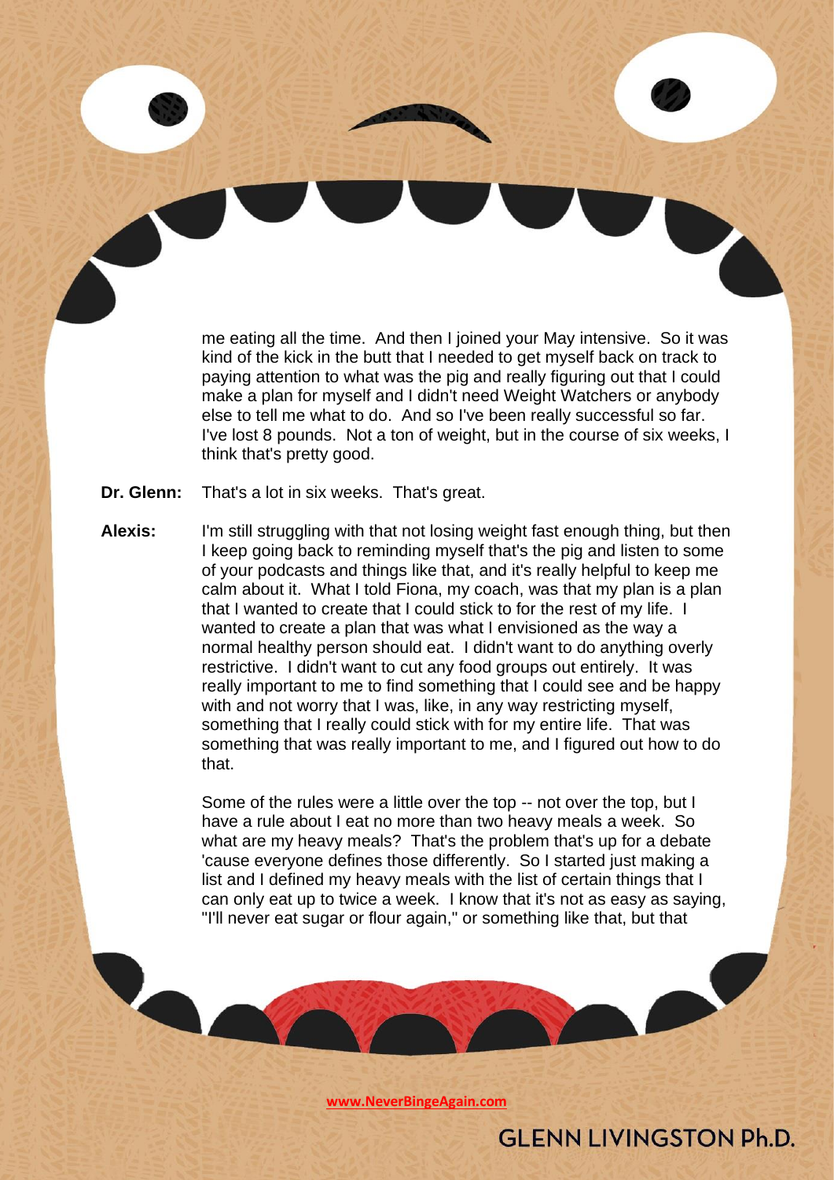me eating all the time. And then I joined your May intensive. So it was kind of the kick in the butt that I needed to get myself back on track to paying attention to what was the pig and really figuring out that I could make a plan for myself and I didn't need Weight Watchers or anybody else to tell me what to do. And so I've been really successful so far. I've lost 8 pounds. Not a ton of weight, but in the course of six weeks, I think that's pretty good.

**Dr. Glenn:** That's a lot in six weeks. That's great.

**Alexis:** I'm still struggling with that not losing weight fast enough thing, but then I keep going back to reminding myself that's the pig and listen to some of your podcasts and things like that, and it's really helpful to keep me calm about it. What I told Fiona, my coach, was that my plan is a plan that I wanted to create that I could stick to for the rest of my life. I wanted to create a plan that was what I envisioned as the way a normal healthy person should eat. I didn't want to do anything overly restrictive. I didn't want to cut any food groups out entirely. It was really important to me to find something that I could see and be happy with and not worry that I was, like, in any way restricting myself, something that I really could stick with for my entire life. That was something that was really important to me, and I figured out how to do that.

Some of the rules were a little over the top -- not over the top, but I have a rule about I eat no more than two heavy meals a week. So what are my heavy meals? That's the problem that's up for a debate 'cause everyone defines those differently. So I started just making a list and I defined my heavy meals with the list of certain things that I can only eat up to twice a week. I know that it's not as easy as saying, "I'll never eat sugar or flour again," or something like that, but that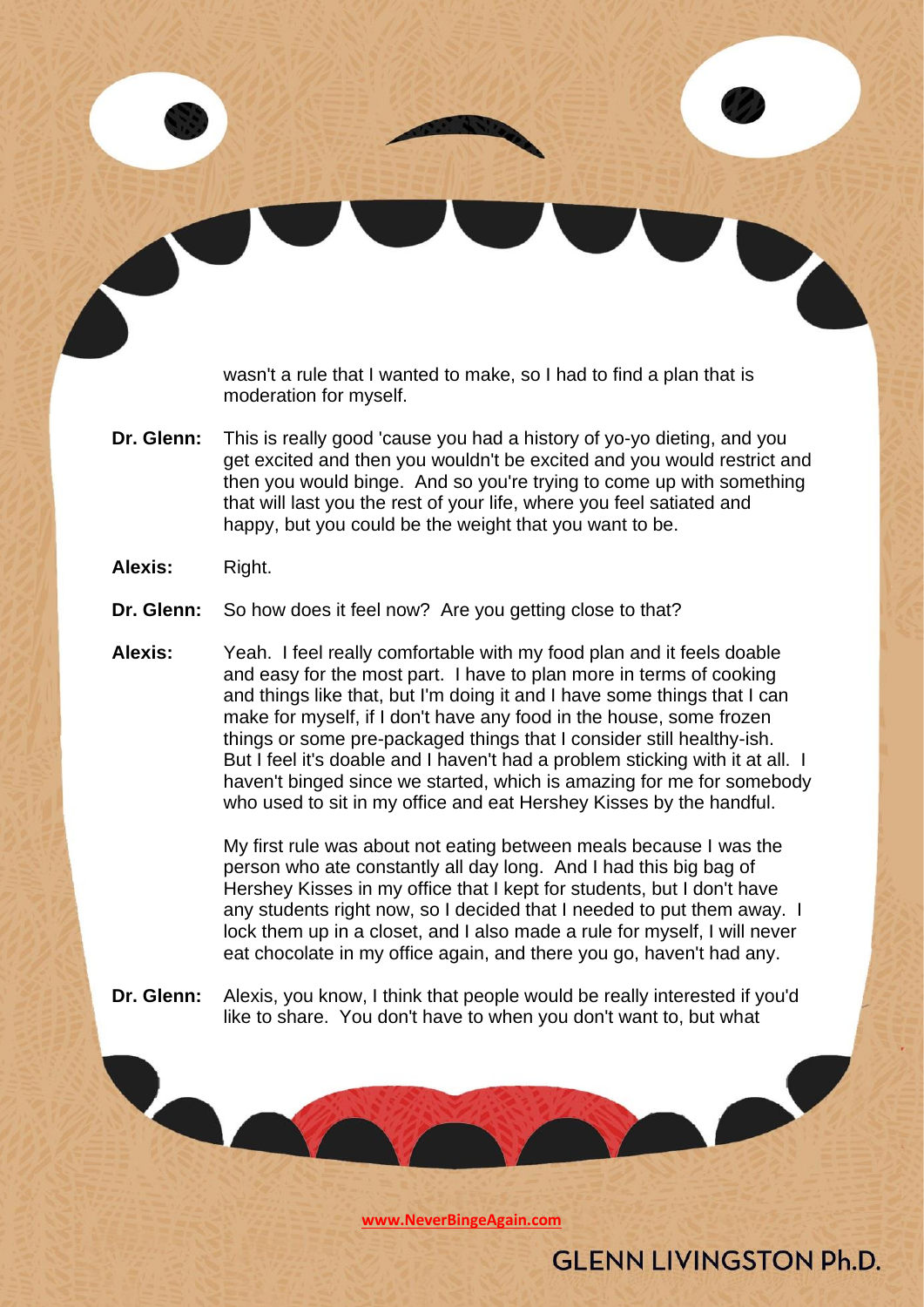wasn't a rule that I wanted to make, so I had to find a plan that is moderation for myself.

**Dr. Glenn:** This is really good 'cause you had a history of yo-yo dieting, and you get excited and then you wouldn't be excited and you would restrict and then you would binge. And so you're trying to come up with something that will last you the rest of your life, where you feel satiated and happy, but you could be the weight that you want to be.

**Alexis:** Right.

**Dr. Glenn:** So how does it feel now? Are you getting close to that?

**Alexis:** Yeah. I feel really comfortable with my food plan and it feels doable and easy for the most part. I have to plan more in terms of cooking and things like that, but I'm doing it and I have some things that I can make for myself, if I don't have any food in the house, some frozen things or some pre-packaged things that I consider still healthy-ish. But I feel it's doable and I haven't had a problem sticking with it at all. I haven't binged since we started, which is amazing for me for somebody who used to sit in my office and eat Hershey Kisses by the handful.

My first rule was about not eating between meals because I was the person who ate constantly all day long. And I had this big bag of Hershey Kisses in my office that I kept for students, but I don't have any students right now, so I decided that I needed to put them away. I lock them up in a closet, and I also made a rule for myself, I will never eat chocolate in my office again, and there you go, haven't had any.

**Dr. Glenn:** Alexis, you know, I think that people would be really interested if you'd like to share. You don't have to when you don't want to, but what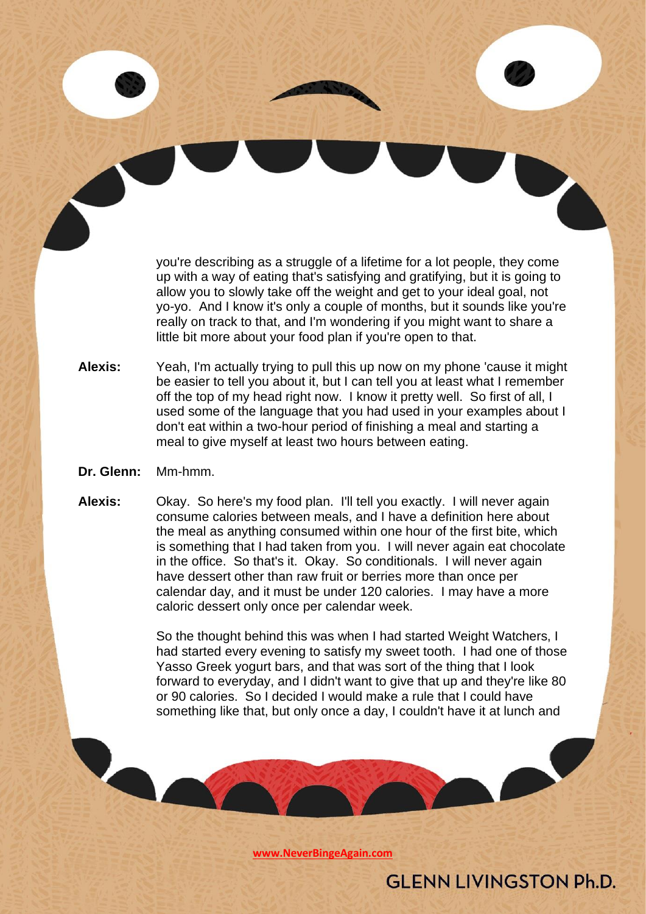you're describing as a struggle of a lifetime for a lot people, they come up with a way of eating that's satisfying and gratifying, but it is going to allow you to slowly take off the weight and get to your ideal goal, not yo-yo. And I know it's only a couple of months, but it sounds like you're really on track to that, and I'm wondering if you might want to share a little bit more about your food plan if you're open to that.

**Alexis:** Yeah, I'm actually trying to pull this up now on my phone 'cause it might be easier to tell you about it, but I can tell you at least what I remember off the top of my head right now. I know it pretty well. So first of all, I used some of the language that you had used in your examples about I don't eat within a two-hour period of finishing a meal and starting a meal to give myself at least two hours between eating.

**Dr. Glenn:** Mm-hmm.

**Alexis:** Okay. So here's my food plan. I'll tell you exactly. I will never again consume calories between meals, and I have a definition here about the meal as anything consumed within one hour of the first bite, which is something that I had taken from you. I will never again eat chocolate in the office. So that's it. Okay. So conditionals. I will never again have dessert other than raw fruit or berries more than once per calendar day, and it must be under 120 calories. I may have a more caloric dessert only once per calendar week.

So the thought behind this was when I had started Weight Watchers, I had started every evening to satisfy my sweet tooth. I had one of those Yasso Greek yogurt bars, and that was sort of the thing that I look forward to everyday, and I didn't want to give that up and they're like 80 or 90 calories. So I decided I would make a rule that I could have something like that, but only once a day, I couldn't have it at lunch and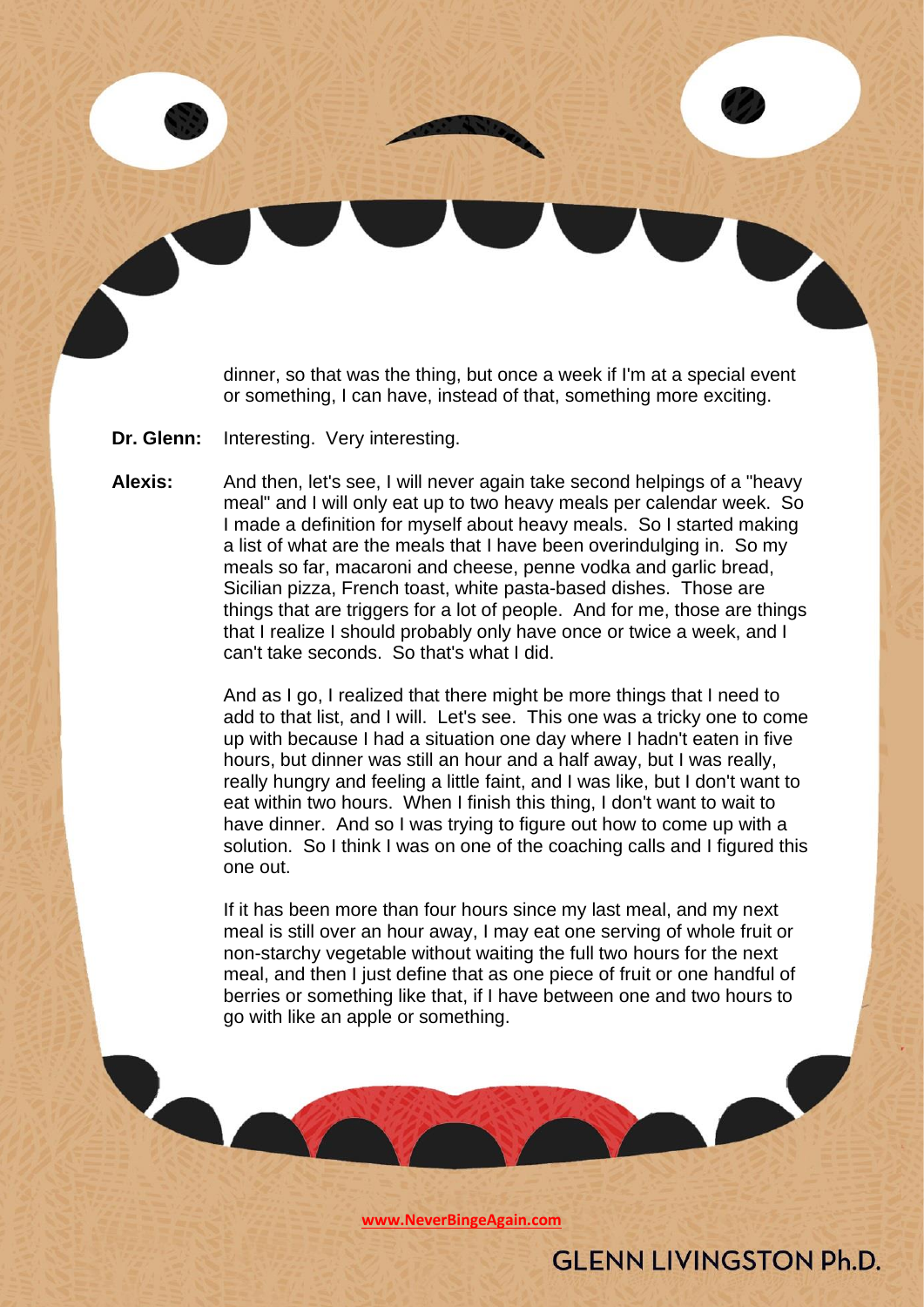dinner, so that was the thing, but once a week if I'm at a special event or something, I can have, instead of that, something more exciting.

**Dr. Glenn:** Interesting. Very interesting.

**Alexis:** And then, let's see, I will never again take second helpings of a "heavy meal" and I will only eat up to two heavy meals per calendar week. So I made a definition for myself about heavy meals. So I started making a list of what are the meals that I have been overindulging in. So my meals so far, macaroni and cheese, penne vodka and garlic bread, Sicilian pizza, French toast, white pasta-based dishes. Those are things that are triggers for a lot of people. And for me, those are things that I realize I should probably only have once or twice a week, and I can't take seconds. So that's what I did.

And as I go, I realized that there might be more things that I need to add to that list, and I will. Let's see. This one was a tricky one to come up with because I had a situation one day where I hadn't eaten in five hours, but dinner was still an hour and a half away, but I was really, really hungry and feeling a little faint, and I was like, but I don't want to eat within two hours. When I finish this thing, I don't want to wait to have dinner. And so I was trying to figure out how to come up with a solution. So I think I was on one of the coaching calls and I figured this one out.

If it has been more than four hours since my last meal, and my next meal is still over an hour away, I may eat one serving of whole fruit or non-starchy vegetable without waiting the full two hours for the next meal, and then I just define that as one piece of fruit or one handful of berries or something like that, if I have between one and two hours to go with like an apple or something.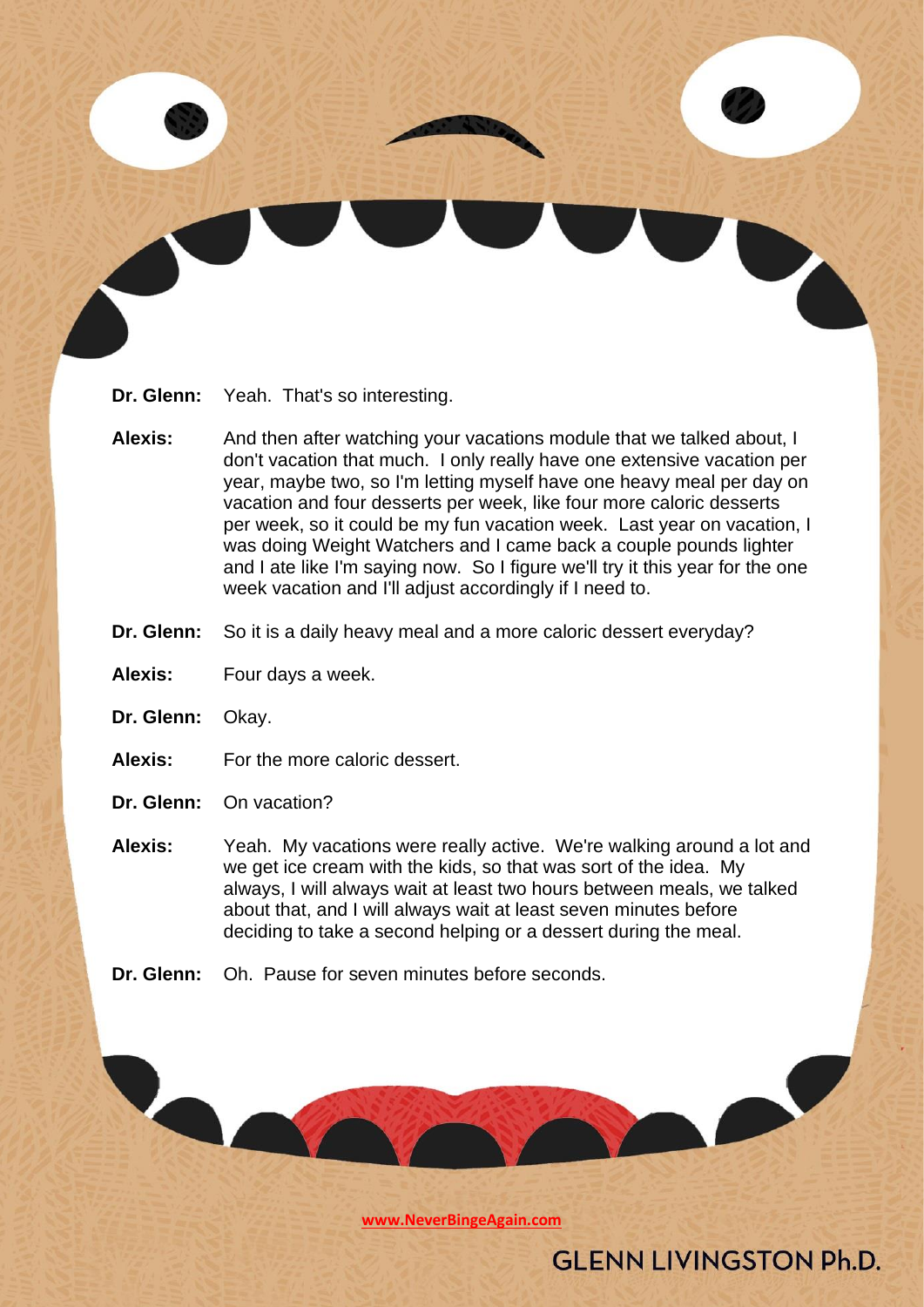**Dr. Glenn:** Yeah. That's so interesting.

**Alexis:** And then after watching your vacations module that we talked about, I don't vacation that much. I only really have one extensive vacation per year, maybe two, so I'm letting myself have one heavy meal per day on vacation and four desserts per week, like four more caloric desserts per week, so it could be my fun vacation week. Last year on vacation, I was doing Weight Watchers and I came back a couple pounds lighter and I ate like I'm saying now. So I figure we'll try it this year for the one week vacation and I'll adjust accordingly if I need to.

**Dr. Glenn:** So it is a daily heavy meal and a more caloric dessert everyday?

**Alexis:** Four days a week.

**Dr. Glenn:** Okay.

**Alexis:** For the more caloric dessert.

**Dr. Glenn:** On vacation?

**Alexis:** Yeah. My vacations were really active. We're walking around a lot and we get ice cream with the kids, so that was sort of the idea. My always, I will always wait at least two hours between meals, we talked about that, and I will always wait at least seven minutes before deciding to take a second helping or a dessert during the meal.

**Dr. Glenn:** Oh. Pause for seven minutes before seconds.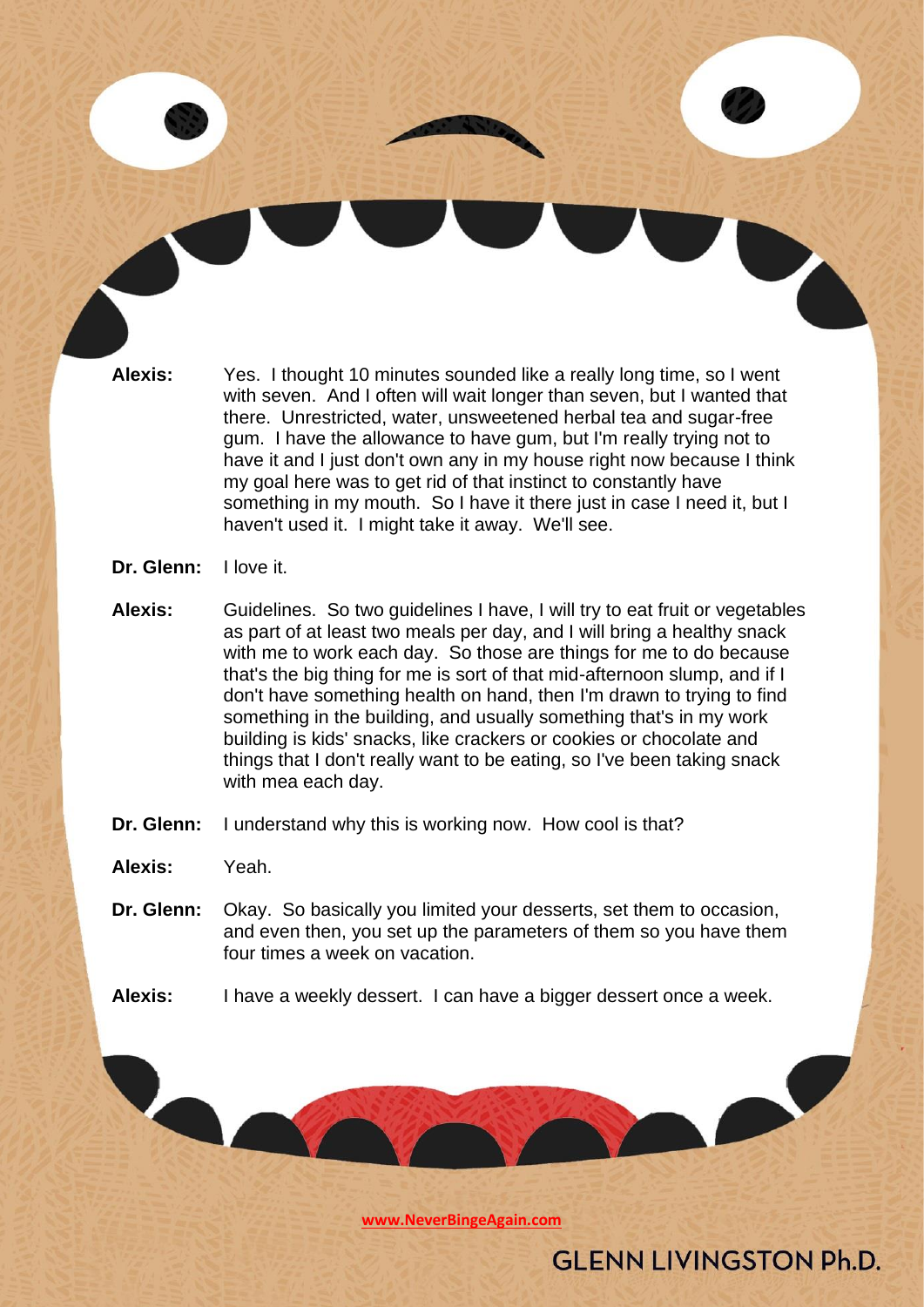**Alexis:** Yes. I thought 10 minutes sounded like a really long time, so I went with seven. And I often will wait longer than seven, but I wanted that there. Unrestricted, water, unsweetened herbal tea and sugar-free gum. I have the allowance to have gum, but I'm really trying not to have it and I just don't own any in my house right now because I think my goal here was to get rid of that instinct to constantly have something in my mouth. So I have it there just in case I need it, but I haven't used it. I might take it away. We'll see.

**Dr. Glenn:** I love it.

**Alexis:** Guidelines. So two guidelines I have, I will try to eat fruit or vegetables as part of at least two meals per day, and I will bring a healthy snack with me to work each day. So those are things for me to do because that's the big thing for me is sort of that mid-afternoon slump, and if I don't have something health on hand, then I'm drawn to trying to find something in the building, and usually something that's in my work building is kids' snacks, like crackers or cookies or chocolate and things that I don't really want to be eating, so I've been taking snack with mea each day.

**Dr. Glenn:** I understand why this is working now. How cool is that?

**Alexis:** Yeah.

**Dr. Glenn:** Okay. So basically you limited your desserts, set them to occasion, and even then, you set up the parameters of them so you have them four times a week on vacation.

**Alexis:** I have a weekly dessert. I can have a bigger dessert once a week.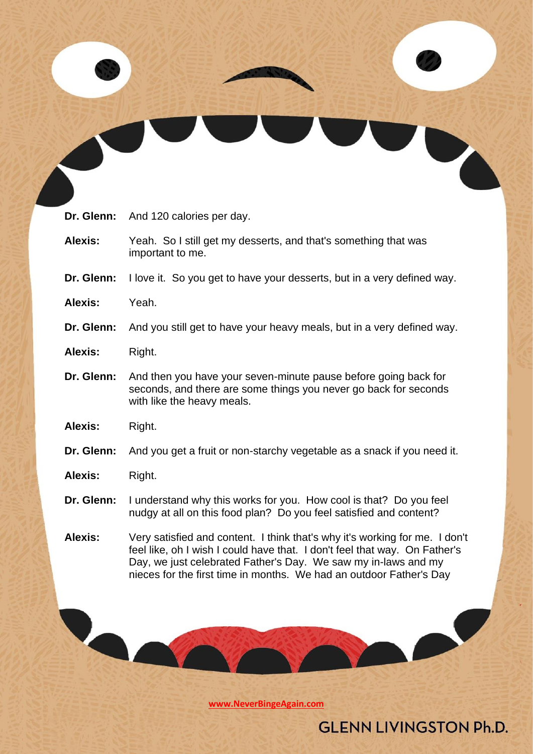**Dr. Glenn:** And 120 calories per day.

**Alexis:** Yeah. So I still get my desserts, and that's something that was important to me.

**Dr. Glenn:** I love it. So you get to have your desserts, but in a very defined way.

**Alexis:** Yeah.

**Dr. Glenn:** And you still get to have your heavy meals, but in a very defined way.

**Alexis:** Right.

**Dr. Glenn:** And then you have your seven-minute pause before going back for seconds, and there are some things you never go back for seconds with like the heavy meals.

**Alexis:** Right.

**Dr. Glenn:** And you get a fruit or non-starchy vegetable as a snack if you need it.

**Alexis:** Right.

**Dr. Glenn:** I understand why this works for you. How cool is that? Do you feel nudgy at all on this food plan? Do you feel satisfied and content?

**Alexis:** Very satisfied and content. I think that's why it's working for me. I don't feel like, oh I wish I could have that. I don't feel that way. On Father's Day, we just celebrated Father's Day. We saw my in-laws and my nieces for the first time in months. We had an outdoor Father's Day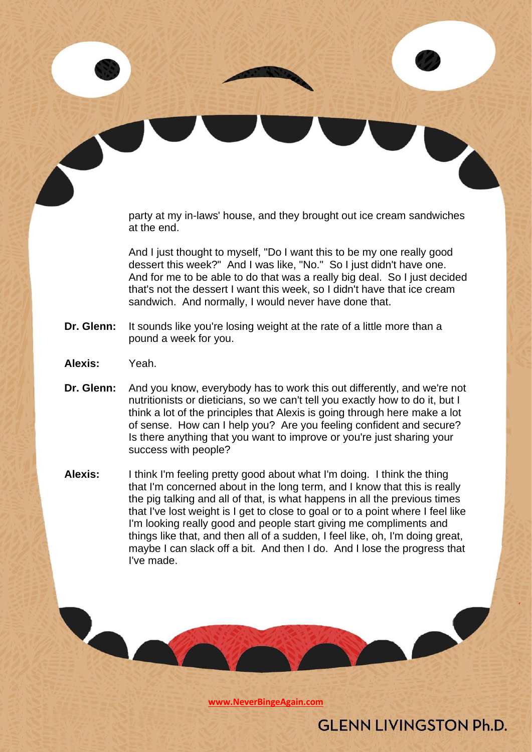party at my in-laws' house, and they brought out ice cream sandwiches at the end.

And I just thought to myself, "Do I want this to be my one really good dessert this week?" And I was like, "No." So I just didn't have one. And for me to be able to do that was a really big deal. So I just decided that's not the dessert I want this week, so I didn't have that ice cream sandwich. And normally, I would never have done that.

**Dr. Glenn:** It sounds like you're losing weight at the rate of a little more than a pound a week for you.

**Alexis:** Yeah.

**Dr. Glenn:** And you know, everybody has to work this out differently, and we're not nutritionists or dieticians, so we can't tell you exactly how to do it, but I think a lot of the principles that Alexis is going through here make a lot of sense. How can I help you? Are you feeling confident and secure? Is there anything that you want to improve or you're just sharing your success with people?

**Alexis:** I think I'm feeling pretty good about what I'm doing. I think the thing that I'm concerned about in the long term, and I know that this is really the pig talking and all of that, is what happens in all the previous times that I've lost weight is I get to close to goal or to a point where I feel like I'm looking really good and people start giving me compliments and things like that, and then all of a sudden, I feel like, oh, I'm doing great, maybe I can slack off a bit. And then I do. And I lose the progress that I've made.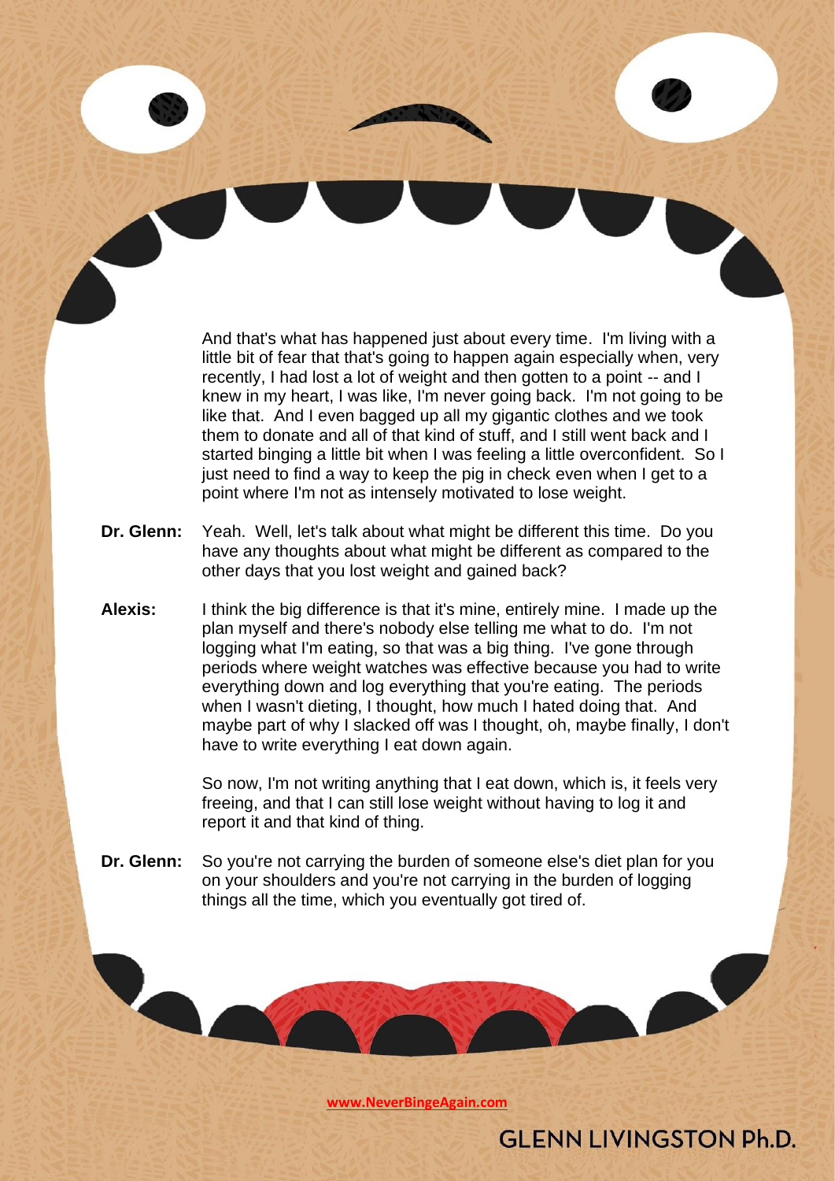And that's what has happened just about every time. I'm living with a little bit of fear that that's going to happen again especially when, very recently, I had lost a lot of weight and then gotten to a point -- and I knew in my heart, I was like, I'm never going back. I'm not going to be like that. And I even bagged up all my gigantic clothes and we took them to donate and all of that kind of stuff, and I still went back and I started binging a little bit when I was feeling a little overconfident. So I just need to find a way to keep the pig in check even when I get to a point where I'm not as intensely motivated to lose weight.

**Dr. Glenn:** Yeah. Well, let's talk about what might be different this time. Do you have any thoughts about what might be different as compared to the other days that you lost weight and gained back?

**Alexis:** I think the big difference is that it's mine, entirely mine. I made up the plan myself and there's nobody else telling me what to do. I'm not logging what I'm eating, so that was a big thing. I've gone through periods where weight watches was effective because you had to write everything down and log everything that you're eating. The periods when I wasn't dieting, I thought, how much I hated doing that. And maybe part of why I slacked off was I thought, oh, maybe finally, I don't have to write everything I eat down again.

So now, I'm not writing anything that I eat down, which is, it feels very freeing, and that I can still lose weight without having to log it and report it and that kind of thing.

**Dr. Glenn:** So you're not carrying the burden of someone else's diet plan for you on your shoulders and you're not carrying in the burden of logging things all the time, which you eventually got tired of.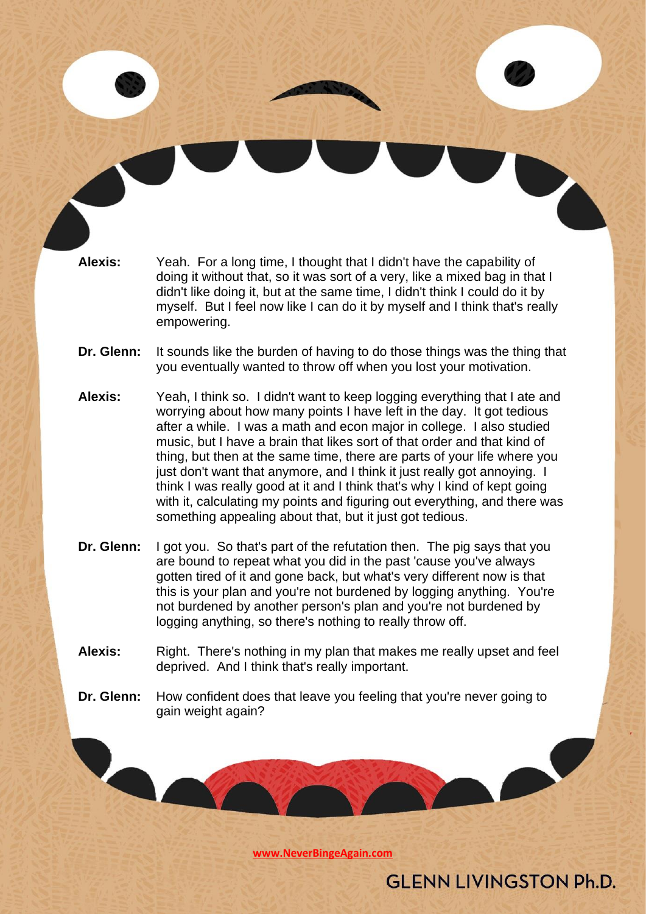**Alexis:** Yeah. For a long time, I thought that I didn't have the capability of doing it without that, so it was sort of a very, like a mixed bag in that I didn't like doing it, but at the same time, I didn't think I could do it by myself. But I feel now like I can do it by myself and I think that's really empowering.

**Dr. Glenn:** It sounds like the burden of having to do those things was the thing that you eventually wanted to throw off when you lost your motivation.

**Alexis:** Yeah, I think so. I didn't want to keep logging everything that I ate and worrying about how many points I have left in the day. It got tedious after a while. I was a math and econ major in college. I also studied music, but I have a brain that likes sort of that order and that kind of thing, but then at the same time, there are parts of your life where you just don't want that anymore, and I think it just really got annoying. I think I was really good at it and I think that's why I kind of kept going with it, calculating my points and figuring out everything, and there was something appealing about that, but it just got tedious.

**Dr. Glenn:** I got you. So that's part of the refutation then. The pig says that you are bound to repeat what you did in the past 'cause you've always gotten tired of it and gone back, but what's very different now is that this is your plan and you're not burdened by logging anything. You're not burdened by another person's plan and you're not burdened by logging anything, so there's nothing to really throw off.

**Alexis:** Right. There's nothing in my plan that makes me really upset and feel deprived. And I think that's really important.

**Dr. Glenn:** How confident does that leave you feeling that you're never going to gain weight again?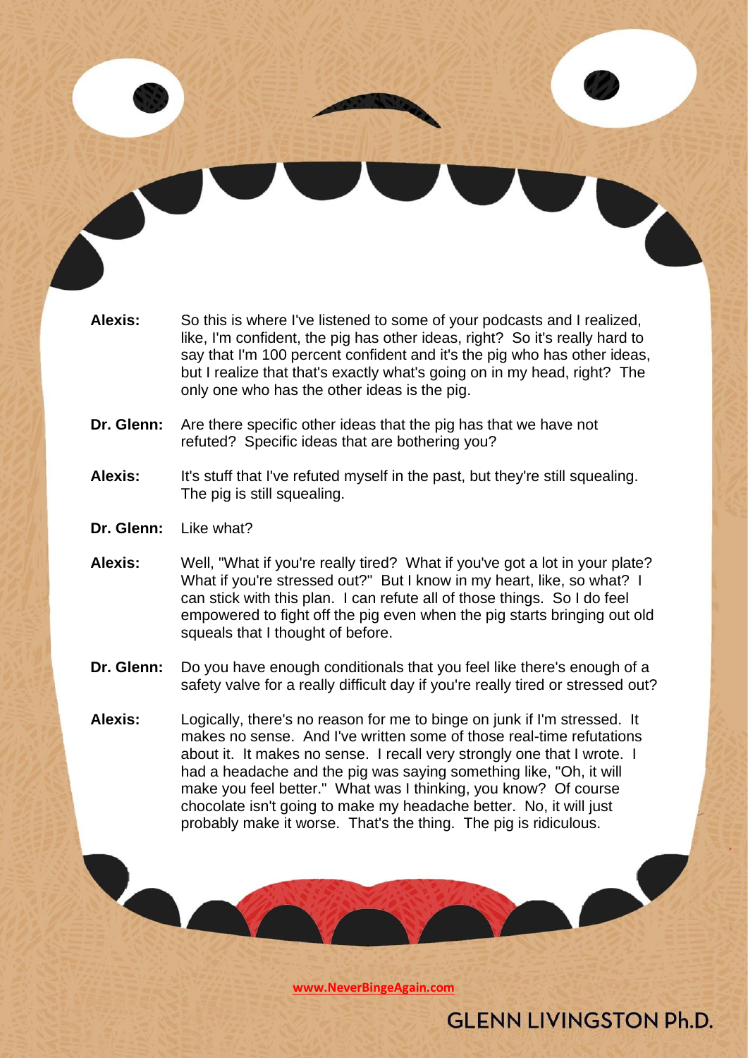**Alexis:** So this is where I've listened to some of your podcasts and I realized, like, I'm confident, the pig has other ideas, right? So it's really hard to say that I'm 100 percent confident and it's the pig who has other ideas, but I realize that that's exactly what's going on in my head, right? The only one who has the other ideas is the pig.

**Dr. Glenn:** Are there specific other ideas that the pig has that we have not refuted? Specific ideas that are bothering you?

**Alexis:** It's stuff that I've refuted myself in the past, but they're still squealing. The pig is still squealing.

**Dr. Glenn:** Like what?

**Alexis:** Well, "What if you're really tired? What if you've got a lot in your plate? What if you're stressed out?" But I know in my heart, like, so what? I can stick with this plan. I can refute all of those things. So I do feel empowered to fight off the pig even when the pig starts bringing out old squeals that I thought of before.

**Dr. Glenn:** Do you have enough conditionals that you feel like there's enough of a safety valve for a really difficult day if you're really tired or stressed out?

**Alexis:** Logically, there's no reason for me to binge on junk if I'm stressed. It makes no sense. And I've written some of those real-time refutations about it. It makes no sense. I recall very strongly one that I wrote. I had a headache and the pig was saying something like, "Oh, it will make you feel better." What was I thinking, you know? Of course chocolate isn't going to make my headache better. No, it will just probably make it worse. That's the thing. The pig is ridiculous.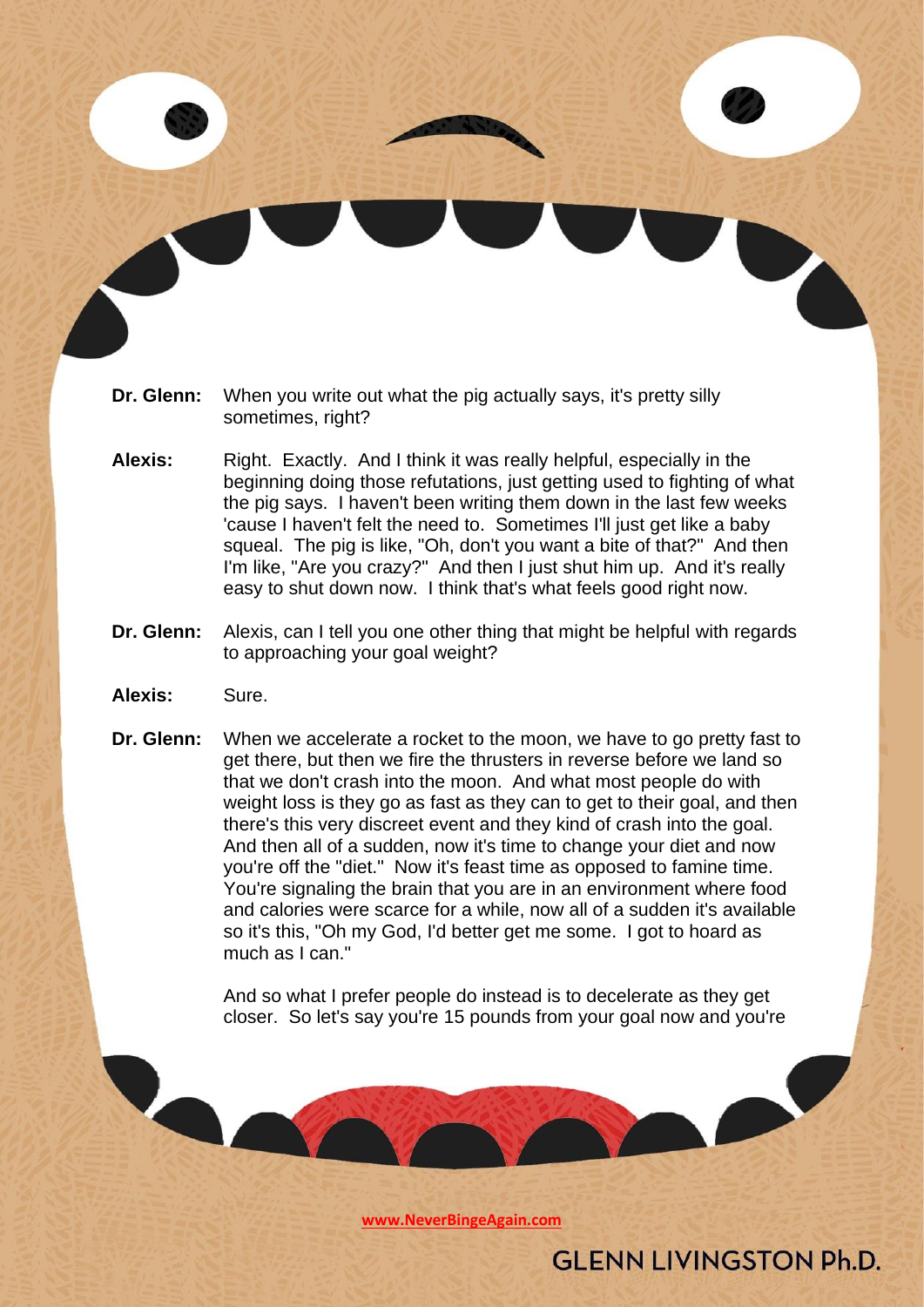**Dr. Glenn:** When you write out what the pig actually says, it's pretty silly sometimes, right?

**Alexis:** Right. Exactly. And I think it was really helpful, especially in the beginning doing those refutations, just getting used to fighting of what the pig says. I haven't been writing them down in the last few weeks 'cause I haven't felt the need to. Sometimes I'll just get like a baby squeal. The pig is like, "Oh, don't you want a bite of that?" And then I'm like, "Are you crazy?" And then I just shut him up. And it's really easy to shut down now. I think that's what feels good right now.

**Dr. Glenn:** Alexis, can I tell you one other thing that might be helpful with regards to approaching your goal weight?

**Alexis:** Sure.

**Dr. Glenn:** When we accelerate a rocket to the moon, we have to go pretty fast to get there, but then we fire the thrusters in reverse before we land so that we don't crash into the moon. And what most people do with weight loss is they go as fast as they can to get to their goal, and then there's this very discreet event and they kind of crash into the goal. And then all of a sudden, now it's time to change your diet and now you're off the "diet." Now it's feast time as opposed to famine time. You're signaling the brain that you are in an environment where food and calories were scarce for a while, now all of a sudden it's available so it's this, "Oh my God, I'd better get me some. I got to hoard as much as I can."

And so what I prefer people do instead is to decelerate as they get closer. So let's say you're 15 pounds from your goal now and you're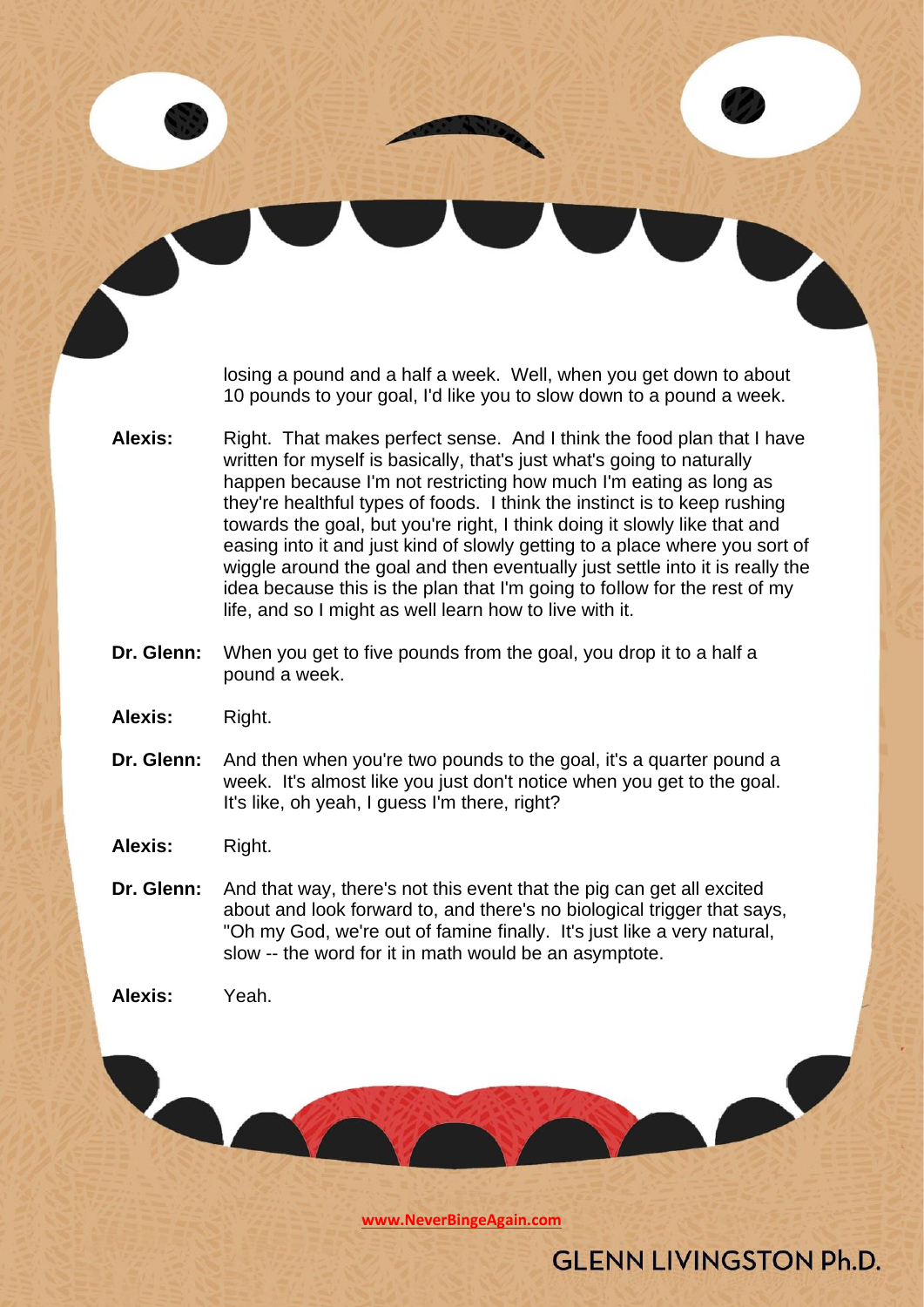losing a pound and a half a week. Well, when you get down to about 10 pounds to your goal, I'd like you to slow down to a pound a week.

**Alexis:** Right. That makes perfect sense. And I think the food plan that I have written for myself is basically, that's just what's going to naturally happen because I'm not restricting how much I'm eating as long as they're healthful types of foods. I think the instinct is to keep rushing towards the goal, but you're right, I think doing it slowly like that and easing into it and just kind of slowly getting to a place where you sort of wiggle around the goal and then eventually just settle into it is really the idea because this is the plan that I'm going to follow for the rest of my life, and so I might as well learn how to live with it.

**Dr. Glenn:** When you get to five pounds from the goal, you drop it to a half a pound a week.

**Alexis:** Right.

**Dr. Glenn:** And then when you're two pounds to the goal, it's a quarter pound a week. It's almost like you just don't notice when you get to the goal. It's like, oh yeah, I guess I'm there, right?

**Alexis:** Right.

**Dr. Glenn:** And that way, there's not this event that the pig can get all excited about and look forward to, and there's no biological trigger that says, "Oh my God, we're out of famine finally. It's just like a very natural, slow -- the word for it in math would be an asymptote.

**Alexis:** Yeah.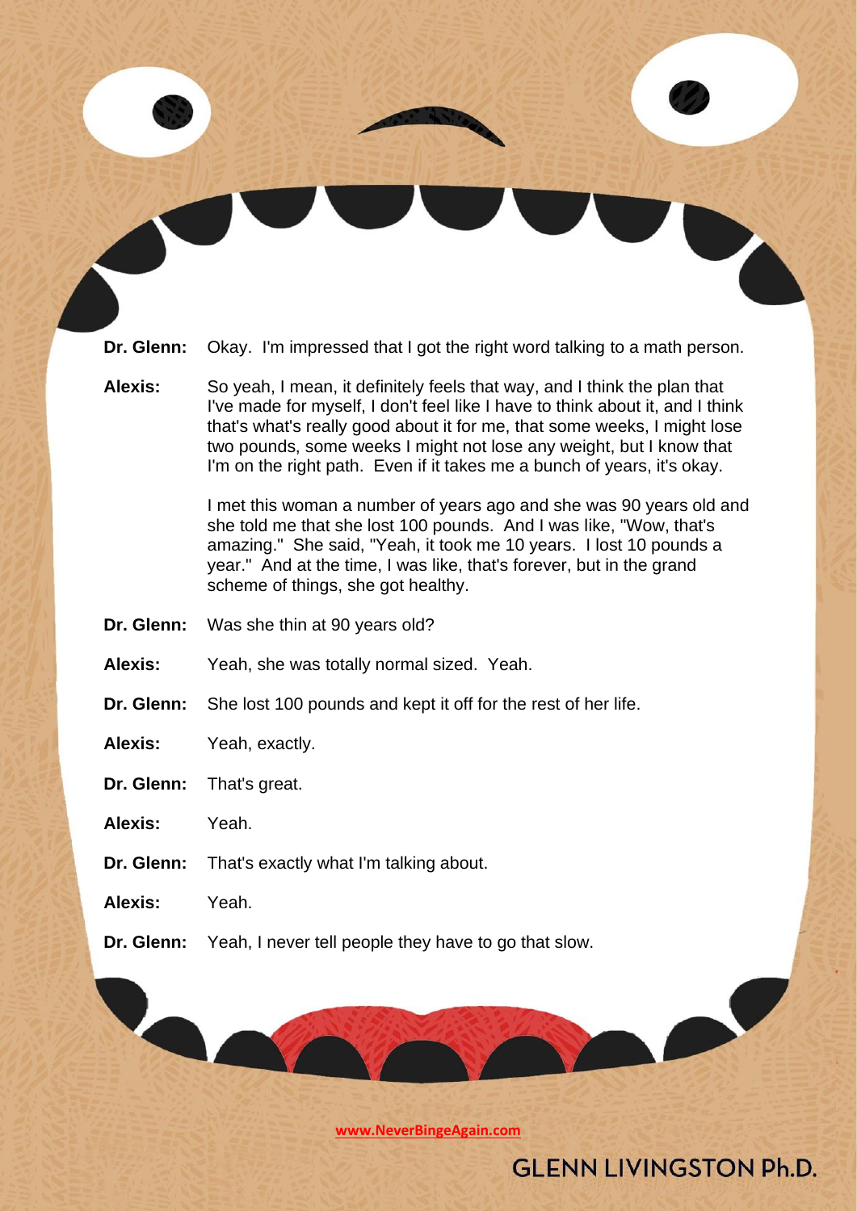**Dr. Glenn:** Okay. I'm impressed that I got the right word talking to a math person.

**Alexis:** So yeah, I mean, it definitely feels that way, and I think the plan that I've made for myself, I don't feel like I have to think about it, and I think that's what's really good about it for me, that some weeks, I might lose two pounds, some weeks I might not lose any weight, but I know that I'm on the right path. Even if it takes me a bunch of years, it's okay.

I met this woman a number of years ago and she was 90 years old and she told me that she lost 100 pounds. And I was like, "Wow, that's amazing." She said, "Yeah, it took me 10 years. I lost 10 pounds a year." And at the time, I was like, that's forever, but in the grand scheme of things, she got healthy.

**Dr. Glenn:** Was she thin at 90 years old?

**Alexis:** Yeah, she was totally normal sized. Yeah.

**Dr. Glenn:** She lost 100 pounds and kept it off for the rest of her life.

**Alexis:** Yeah, exactly.

**Dr. Glenn:** That's great.

**Alexis:** Yeah.

**Dr. Glenn:** That's exactly what I'm talking about.

**Alexis:** Yeah.

**Dr. Glenn:** Yeah, I never tell people they have to go that slow.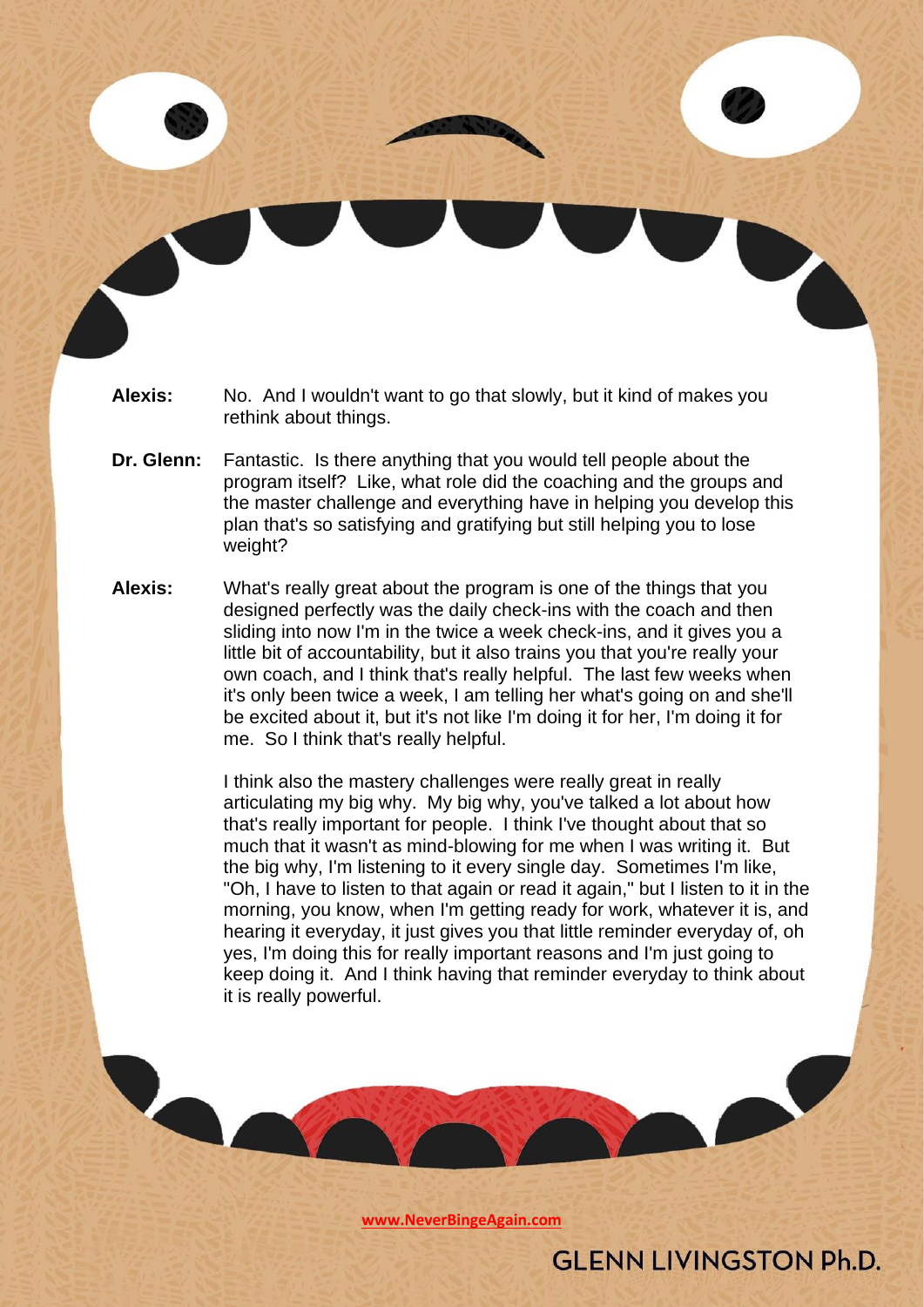**Alexis:** No. And I wouldn't want to go that slowly, but it kind of makes you rethink about things.

**Dr. Glenn:** Fantastic. Is there anything that you would tell people about the program itself? Like, what role did the coaching and the groups and the master challenge and everything have in helping you develop this plan that's so satisfying and gratifying but still helping you to lose weight?

**Alexis:** What's really great about the program is one of the things that you designed perfectly was the daily check-ins with the coach and then sliding into now I'm in the twice a week check-ins, and it gives you a little bit of accountability, but it also trains you that you're really your own coach, and I think that's really helpful. The last few weeks when it's only been twice a week, I am telling her what's going on and she'll be excited about it, but it's not like I'm doing it for her, I'm doing it for me. So I think that's really helpful.

I think also the mastery challenges were really great in really articulating my big why. My big why, you've talked a lot about how that's really important for people. I think I've thought about that so much that it wasn't as mind-blowing for me when I was writing it. But the big why, I'm listening to it every single day. Sometimes I'm like, "Oh, I have to listen to that again or read it again," but I listen to it in the morning, you know, when I'm getting ready for work, whatever it is, and hearing it everyday, it just gives you that little reminder everyday of, oh yes, I'm doing this for really important reasons and I'm just going to keep doing it. And I think having that reminder everyday to think about it is really powerful.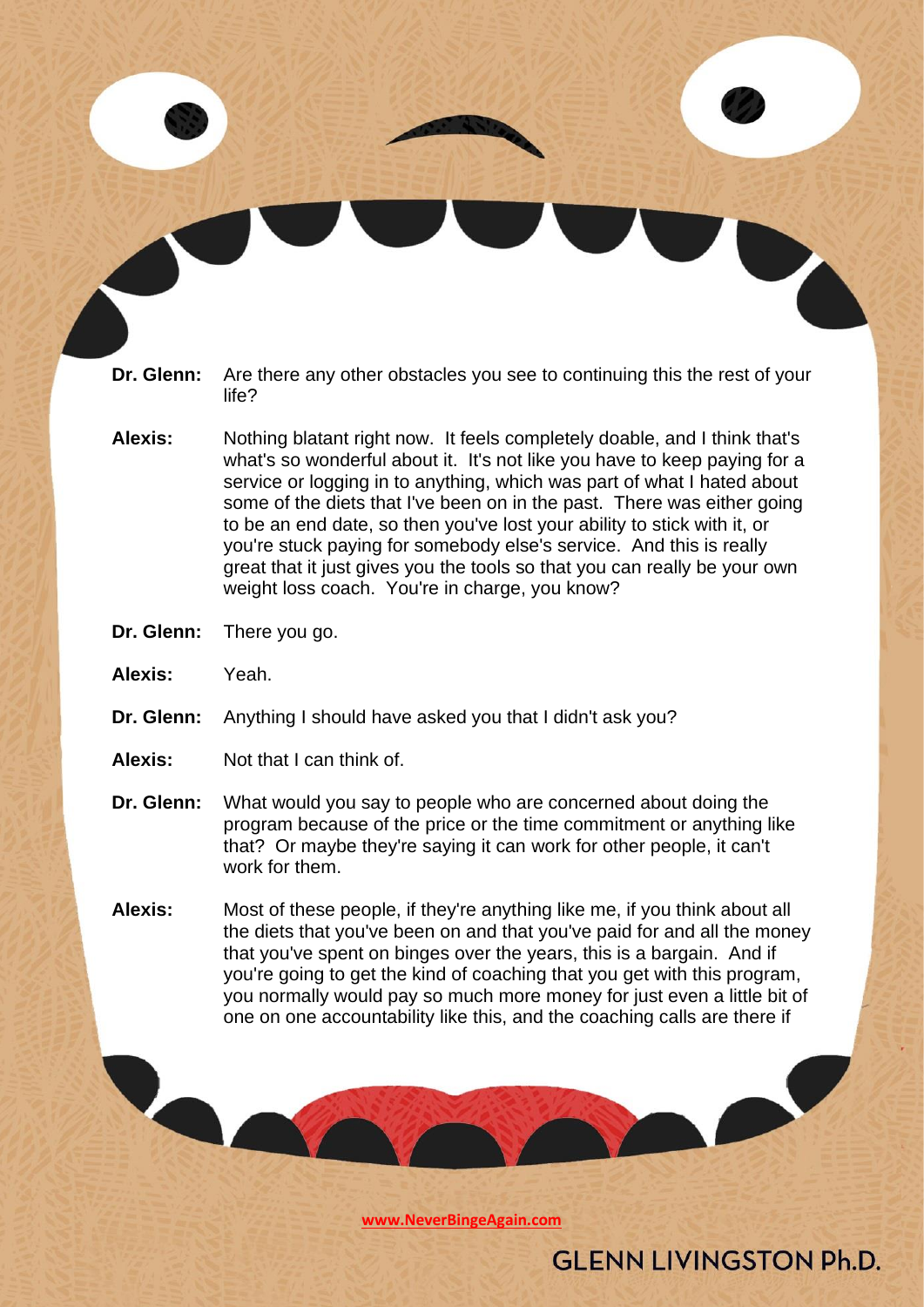**Dr. Glenn:** Are there any other obstacles you see to continuing this the rest of your life?

**Alexis:** Nothing blatant right now. It feels completely doable, and I think that's what's so wonderful about it. It's not like you have to keep paying for a service or logging in to anything, which was part of what I hated about some of the diets that I've been on in the past. There was either going to be an end date, so then you've lost your ability to stick with it, or you're stuck paying for somebody else's service. And this is really great that it just gives you the tools so that you can really be your own weight loss coach. You're in charge, you know?

**Dr. Glenn:** There you go.

**Alexis:** Yeah.

**Dr. Glenn:** Anything I should have asked you that I didn't ask you?

**Alexis:** Not that I can think of.

**Dr. Glenn:** What would you say to people who are concerned about doing the program because of the price or the time commitment or anything like that? Or maybe they're saying it can work for other people, it can't work for them.

**Alexis:** Most of these people, if they're anything like me, if you think about all the diets that you've been on and that you've paid for and all the money that you've spent on binges over the years, this is a bargain. And if you're going to get the kind of coaching that you get with this program, you normally would pay so much more money for just even a little bit of one on one accountability like this, and the coaching calls are there if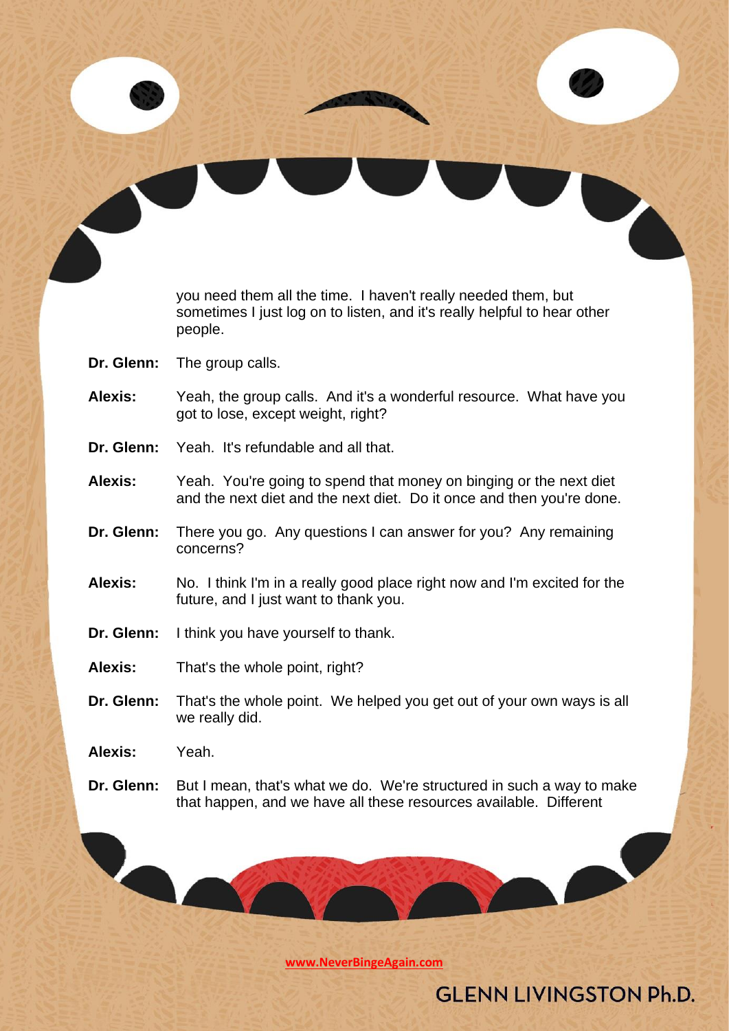you need them all the time. I haven't really needed them, but sometimes I just log on to listen, and it's really helpful to hear other people.

**Dr. Glenn:** The group calls.

**Alexis:** Yeah, the group calls. And it's a wonderful resource. What have you got to lose, except weight, right?

**Dr. Glenn:** Yeah. It's refundable and all that.

**Alexis:** Yeah. You're going to spend that money on binging or the next diet and the next diet and the next diet. Do it once and then you're done.

**Dr. Glenn:** There you go. Any questions I can answer for you? Any remaining concerns?

**Alexis:** No. I think I'm in a really good place right now and I'm excited for the future, and I just want to thank you.

**Dr. Glenn:** I think you have yourself to thank.

**Alexis:** That's the whole point, right?

**Dr. Glenn:** That's the whole point. We helped you get out of your own ways is all we really did.

**Alexis:** Yeah.

**Dr. Glenn:** But I mean, that's what we do. We're structured in such a way to make that happen, and we have all these resources available. Different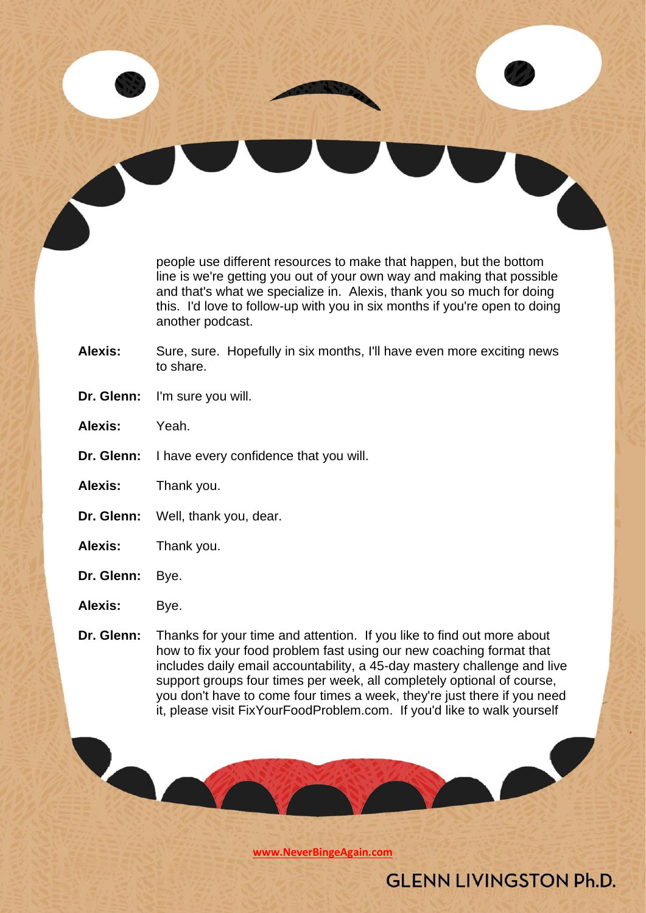people use different resources to make that happen, but the bottom line is we're getting you out of your own way and making that possible and that's what we specialize in. Alexis, thank you so much for doing this. I'd love to follow-up with you in six months if you're open to doing another podcast.

**Alexis:** Sure, sure. Hopefully in six months, I'll have even more exciting news to share.

**Dr. Glenn:** I'm sure you will.

**Alexis:** Yeah.

**Dr. Glenn:** I have every confidence that you will.

**Alexis:** Thank you.

**Dr. Glenn:** Well, thank you, dear.

**Alexis:** Thank you.

**Dr. Glenn:** Bye.

**Alexis:** Bye.

**Dr. Glenn:** Thanks for your time and attention. If you like to find out more about how to fix your food problem fast using our new coaching format that includes daily email accountability, a 45-day mastery challenge and live support groups four times per week, all completely optional of course, you don't have to come four times a week, they're just there if you need it, please visit FixYourFoodProblem.com. If you'd like to walk yourself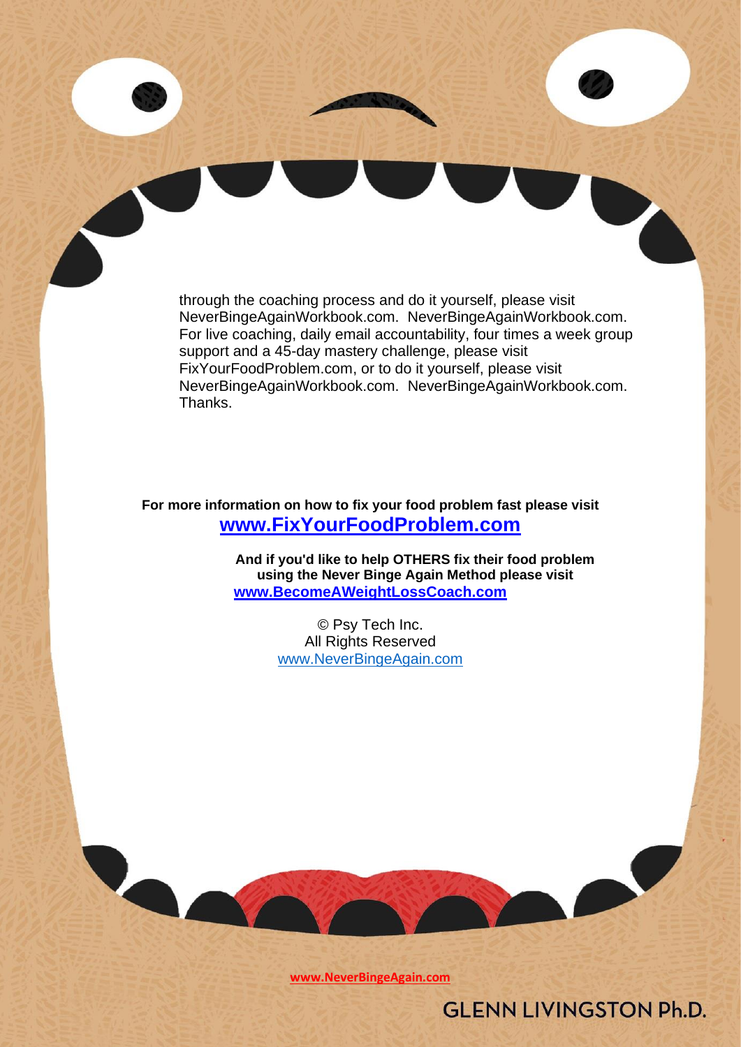through the coaching process and do it yourself, please visit NeverBingeAgainWorkbook.com. NeverBingeAgainWorkbook.com. For live coaching, daily email accountability, four times a week group support and a 45-day mastery challenge, please visit FixYourFoodProblem.com, or to do it yourself, please visit NeverBingeAgainWorkbook.com. NeverBingeAgainWorkbook.com. Thanks.

**For more information on how to fix your food problem fast please visit**
**[www.FixYourFoodProblem.com](http://www.FixYourFoodProblem.com)**

**And if you'd like to help OTHERS fix their food problem using the Never Binge Again Method please visit**
**[www.BecomeAWeightLossCoach.com](http://www.BecomeAWeightLossCoach.com)**

© Psy Tech Inc.
All Rights Reserved
[www.NeverBingeAgain.com](http://www.NeverBingeAgain.com)

www.NeverBingeAgain.com

GLENN LIVINGSTON Ph.D.